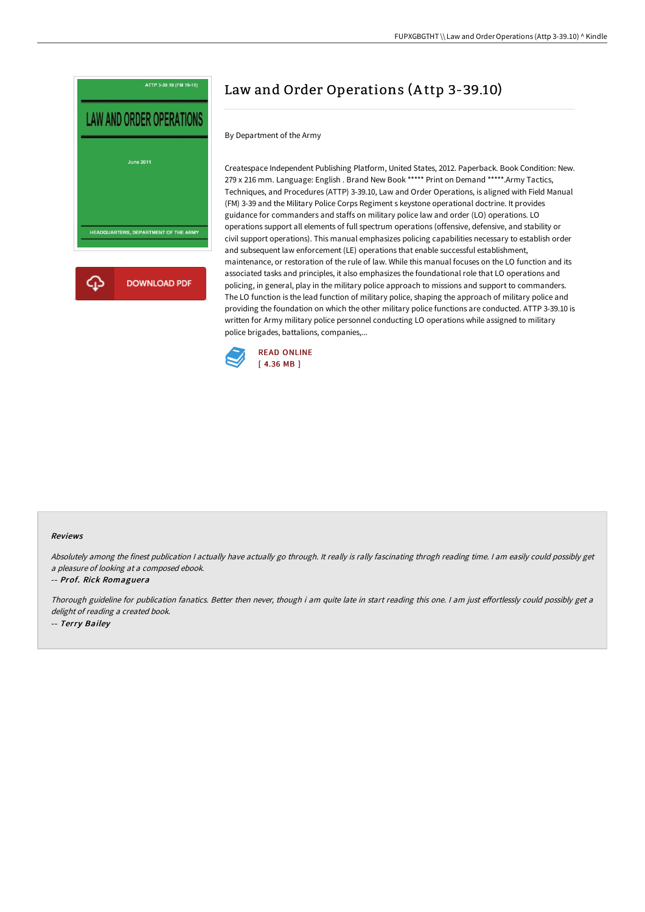# Law and Order Operations (Attp 3-39.10)

By Department of the Army

Createspace Independent Publishing Platform, United States, 2012. Paperback. Book Condition: New. 279 x 216 mm. Language: English . Brand New Book ***** Print on Demand *****.Army Tactics, Techniques, and Procedures (ATTP) 3-39.10, Law and Order Operations, is aligned with Field Manual (FM) 3-39 and the Military Police Corps Regiment s keystone operational doctrine. It provides guidance for commanders and staffs on military police law and order (LO) operations. LO operations support all elements of full spectrum operations (offensive, defensive, and stability or civil support operations). This manual emphasizes policing capabilities necessary to establish order and subsequent law enforcement (LE) operations that enable successful establishment, maintenance, or restoration of the rule of law. While this manual focuses on the LO function and its associated tasks and principles, it also emphasizes the foundational role that LO operations and policing, in general, play in the military police approach to missions and support to commanders. The LO function is the lead function of military police, shaping the approach of military police and providing the foundation on which the other military police functions are conducted. ATTP 3-39.10 is written for Army military police personnel conducting LO operations while assigned to military police brigades, battalions, companies,...

READ ONLINE
[ 4.36 MB ]

### Reviews

*Absolutely among the finest publication I actually have actually go through. It really is rally fascinating throgh reading time. I am easily could possibly get a pleasure of looking at a composed ebook.*

-- *Prof. Rick Romaguera*

*Thorough guideline for publication fanatics. Better then never, though i am quite late in start reading this one. I am just effortlessly could possibly get a delight of reading a created book.*

-- *Terry Bailey*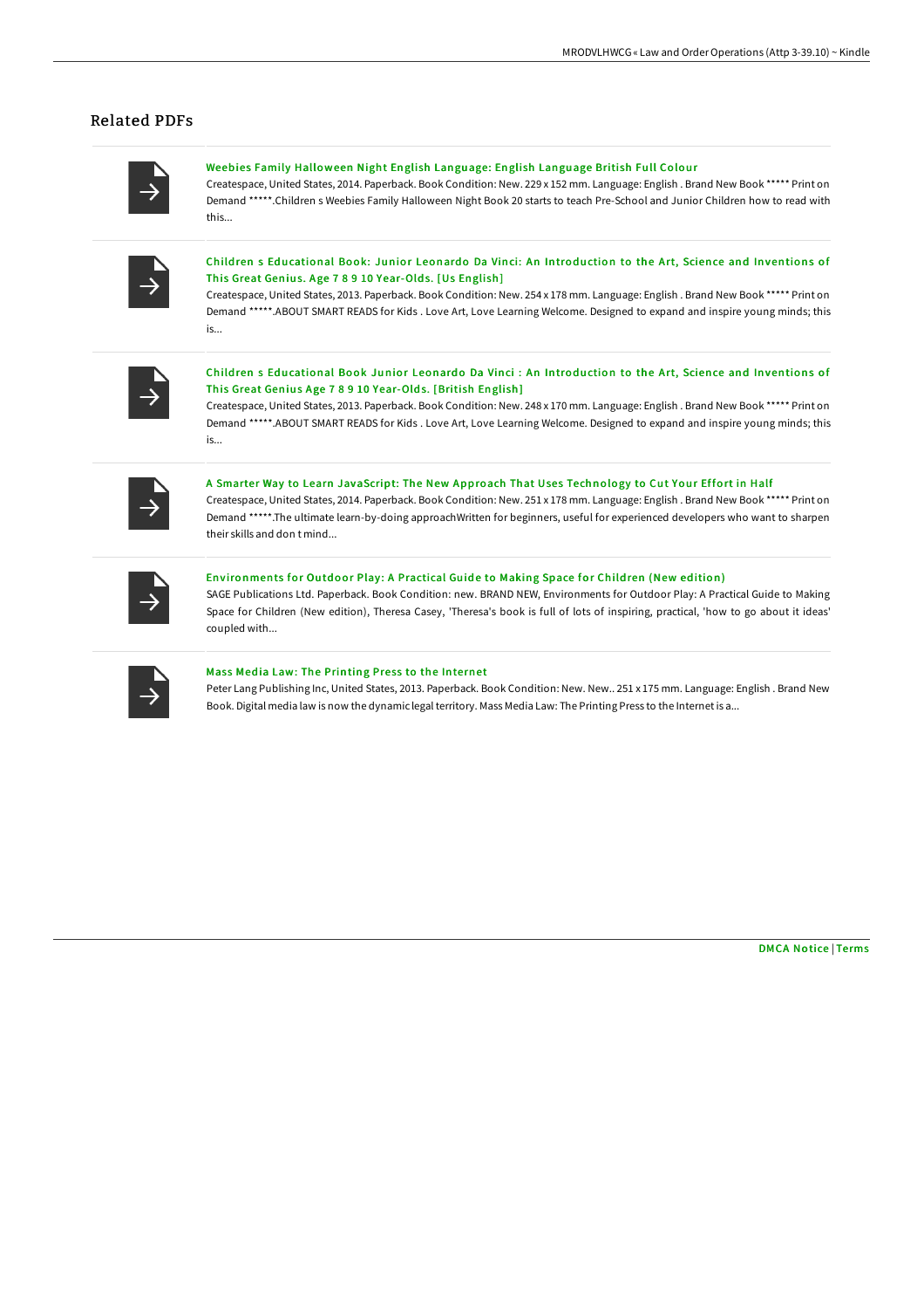## Related PDFs

### Weebies Family Halloween Night English Language: English Language British Full Colour

Createspace, United States, 2014. Paperback. Book Condition: New. 229 x 152 mm. Language: English . Brand New Book ***** Print on Demand *****.Children s Weebies Family Halloween Night Book 20 starts to teach Pre-School and Junior Children how to read with this...

### Children s Educational Book: Junior Leonardo Da Vinci: An Introduction to the Art, Science and Inventions of This Great Genius. Age 7 8 9 10 Year-Olds. [Us English]

Createspace, United States, 2013. Paperback. Book Condition: New. 254 x 178 mm. Language: English . Brand New Book ***** Print on Demand *****.ABOUT SMART READS for Kids . Love Art, Love Learning Welcome. Designed to expand and inspire young minds; this is...

### Children s Educational Book Junior Leonardo Da Vinci : An Introduction to the Art, Science and Inventions of This Great Genius Age 7 8 9 10 Year-Olds. [British English]

Createspace, United States, 2013. Paperback. Book Condition: New. 248 x 170 mm. Language: English . Brand New Book ***** Print on Demand *****.ABOUT SMART READS for Kids . Love Art, Love Learning Welcome. Designed to expand and inspire young minds; this is...

### A Smarter Way to Learn JavaScript: The New Approach That Uses Technology to Cut Your Effort in Half

Createspace, United States, 2014. Paperback. Book Condition: New. 251 x 178 mm. Language: English . Brand New Book ***** Print on Demand *****.The ultimate learn-by-doing approachWritten for beginners, useful for experienced developers who want to sharpen their skills and don t mind...

### Environments for Outdoor Play: A Practical Guide to Making Space for Children (New edition)

SAGE Publications Ltd. Paperback. Book Condition: new. BRAND NEW, Environments for Outdoor Play: A Practical Guide to Making Space for Children (New edition), Theresa Casey, 'Theresa's book is full of lots of inspiring, practical, 'how to go about it ideas' coupled with...

### Mass Media Law: The Printing Press to the Internet

Peter Lang Publishing Inc, United States, 2013. Paperback. Book Condition: New. New.. 251 x 175 mm. Language: English . Brand New Book. Digital media law is now the dynamic legal territory. Mass Media Law: The Printing Press to the Internet is a...